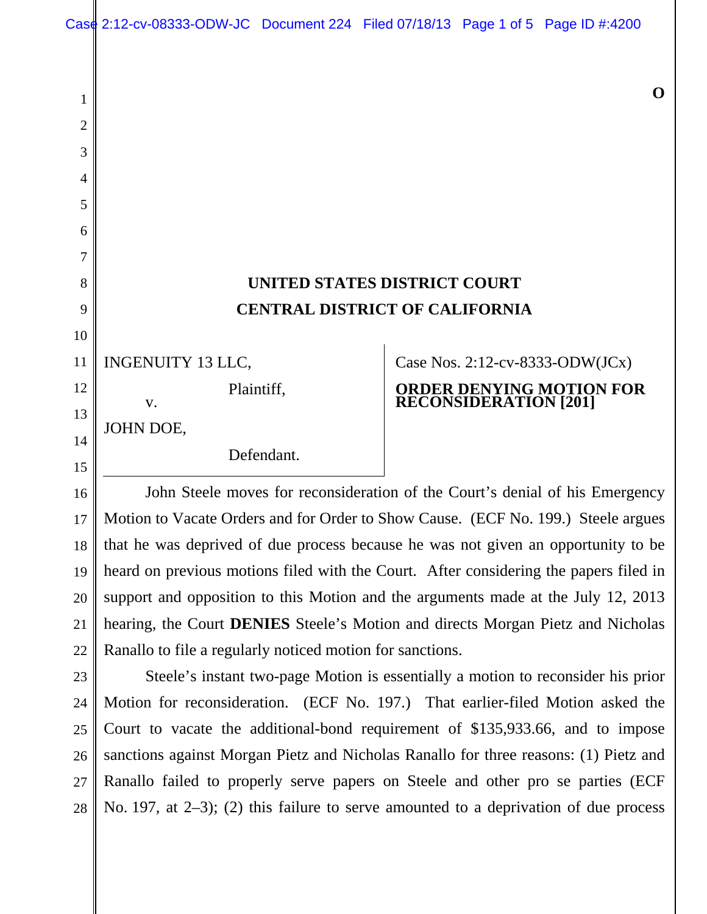O

# UNITED STATES DISTRICT COURT
# CENTRAL DISTRICT OF CALIFORNIA

| | |
|---|---|
| INGENUITY 13 LLC,<br>Plaintiff,<br>v.<br>JOHN DOE,<br>Defendant. | Case Nos. 2:12-cv-8333-ODW(JCx)<br>**ORDER DENYING MOTION FOR RECONSIDERATION [201]** |

John Steele moves for reconsideration of the Court's denial of his Emergency Motion to Vacate Orders and for Order to Show Cause. (ECF No. 199.) Steele argues that he was deprived of due process because he was not given an opportunity to be heard on previous motions filed with the Court. After considering the papers filed in support and opposition to this Motion and the arguments made at the July 12, 2013 hearing, the Court **DENIES** Steele's Motion and directs Morgan Pietz and Nicholas Ranallo to file a regularly noticed motion for sanctions.

Steele's instant two-page Motion is essentially a motion to reconsider his prior Motion for reconsideration. (ECF No. 197.) That earlier-filed Motion asked the Court to vacate the additional-bond requirement of $135,933.66, and to impose sanctions against Morgan Pietz and Nicholas Ranallo for three reasons: (1) Pietz and Ranallo failed to properly serve papers on Steele and other pro se parties (ECF No. 197, at 2–3); (2) this failure to serve amounted to a deprivation of due process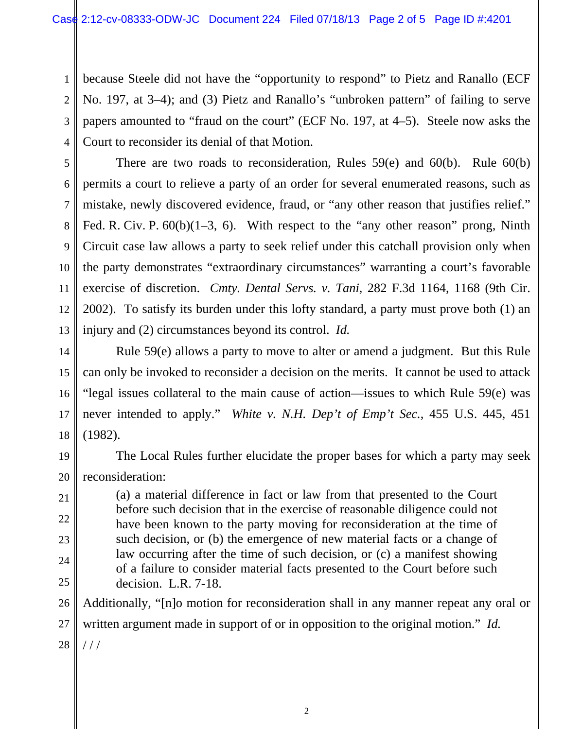because Steele did not have the "opportunity to respond" to Pietz and Ranallo (ECF No. 197, at 3–4); and (3) Pietz and Ranallo's "unbroken pattern" of failing to serve papers amounted to "fraud on the court" (ECF No. 197, at 4–5). Steele now asks the Court to reconsider its denial of that Motion.

There are two roads to reconsideration, Rules 59(e) and 60(b). Rule 60(b) permits a court to relieve a party of an order for several enumerated reasons, such as mistake, newly discovered evidence, fraud, or "any other reason that justifies relief." Fed. R. Civ. P. 60(b)(1–3, 6). With respect to the "any other reason" prong, Ninth Circuit case law allows a party to seek relief under this catchall provision only when the party demonstrates "extraordinary circumstances" warranting a court's favorable exercise of discretion. *Cmty. Dental Servs. v. Tani*, 282 F.3d 1164, 1168 (9th Cir. 2002). To satisfy its burden under this lofty standard, a party must prove both (1) an injury and (2) circumstances beyond its control. *Id.*

Rule 59(e) allows a party to move to alter or amend a judgment. But this Rule can only be invoked to reconsider a decision on the merits. It cannot be used to attack "legal issues collateral to the main cause of action—issues to which Rule 59(e) was never intended to apply." *White v. N.H. Dep't of Emp't Sec.*, 455 U.S. 445, 451 (1982).

The Local Rules further elucidate the proper bases for which a party may seek reconsideration:

> (a) a material difference in fact or law from that presented to the Court before such decision that in the exercise of reasonable diligence could not have been known to the party moving for reconsideration at the time of such decision, or (b) the emergence of new material facts or a change of law occurring after the time of such decision, or (c) a manifest showing of a failure to consider material facts presented to the Court before such decision. L.R. 7-18.

Additionally, "[n]o motion for reconsideration shall in any manner repeat any oral or written argument made in support of or in opposition to the original motion." *Id.*

/ / /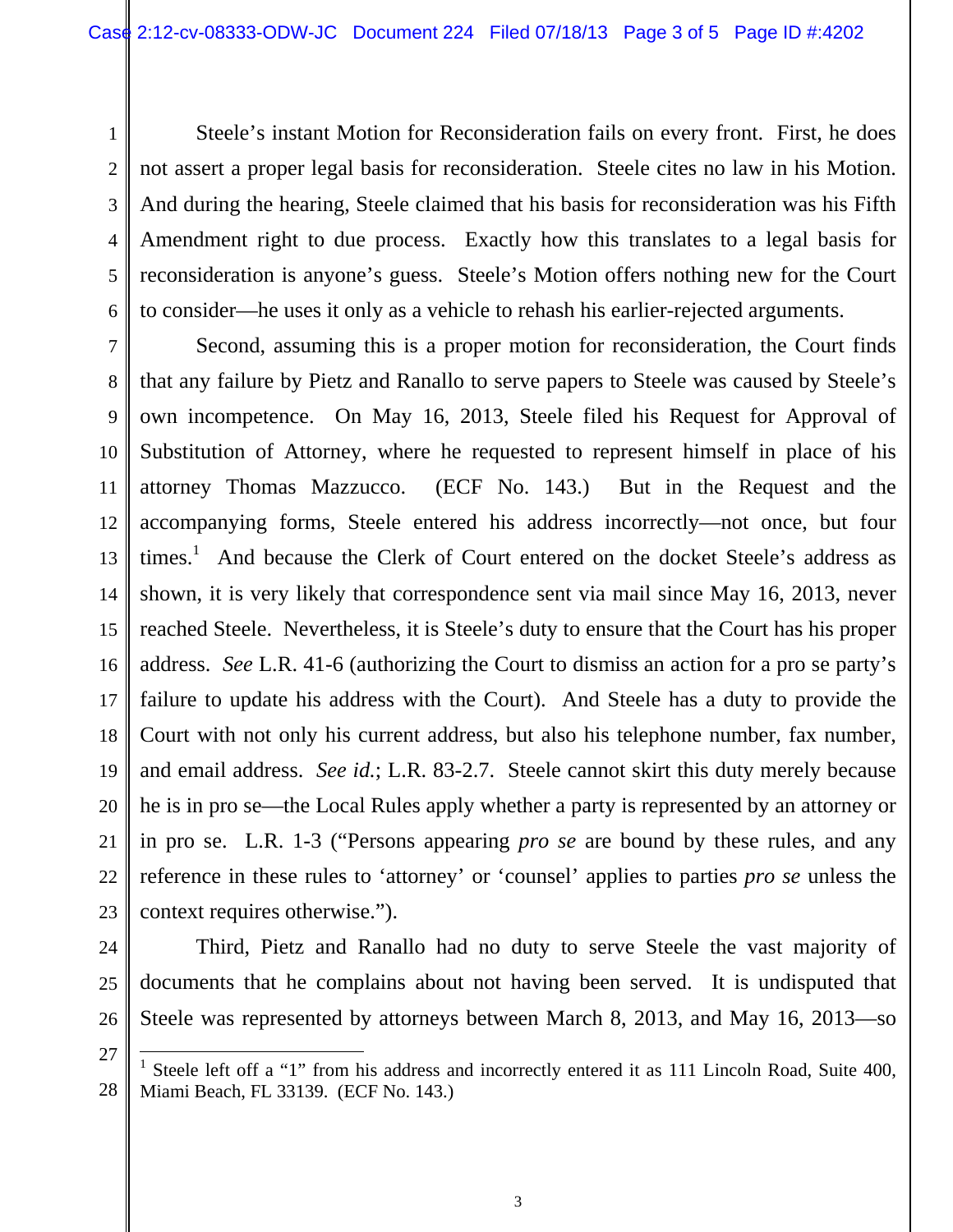Steele's instant Motion for Reconsideration fails on every front. First, he does not assert a proper legal basis for reconsideration. Steele cites no law in his Motion. And during the hearing, Steele claimed that his basis for reconsideration was his Fifth Amendment right to due process. Exactly how this translates to a legal basis for reconsideration is anyone's guess. Steele's Motion offers nothing new for the Court to consider—he uses it only as a vehicle to rehash his earlier-rejected arguments.

Second, assuming this is a proper motion for reconsideration, the Court finds that any failure by Pietz and Ranallo to serve papers to Steele was caused by Steele's own incompetence. On May 16, 2013, Steele filed his Request for Approval of Substitution of Attorney, where he requested to represent himself in place of his attorney Thomas Mazzucco. (ECF No. 143.) But in the Request and the accompanying forms, Steele entered his address incorrectly—not once, but four times.[1] And because the Clerk of Court entered on the docket Steele's address as shown, it is very likely that correspondence sent via mail since May 16, 2013, never reached Steele. Nevertheless, it is Steele's duty to ensure that the Court has his proper address. *See* L.R. 41-6 (authorizing the Court to dismiss an action for a pro se party's failure to update his address with the Court). And Steele has a duty to provide the Court with not only his current address, but also his telephone number, fax number, and email address. *See id.*; L.R. 83-2.7. Steele cannot skirt this duty merely because he is in pro se—the Local Rules apply whether a party is represented by an attorney or in pro se. L.R. 1-3 ("Persons appearing *pro se* are bound by these rules, and any reference in these rules to 'attorney' or 'counsel' applies to parties *pro se* unless the context requires otherwise.").

Third, Pietz and Ranallo had no duty to serve Steele the vast majority of documents that he complains about not having been served. It is undisputed that Steele was represented by attorneys between March 8, 2013, and May 16, 2013—so

---

[1] Steele left off a "1" from his address and incorrectly entered it as 111 Lincoln Road, Suite 400, Miami Beach, FL 33139. (ECF No. 143.)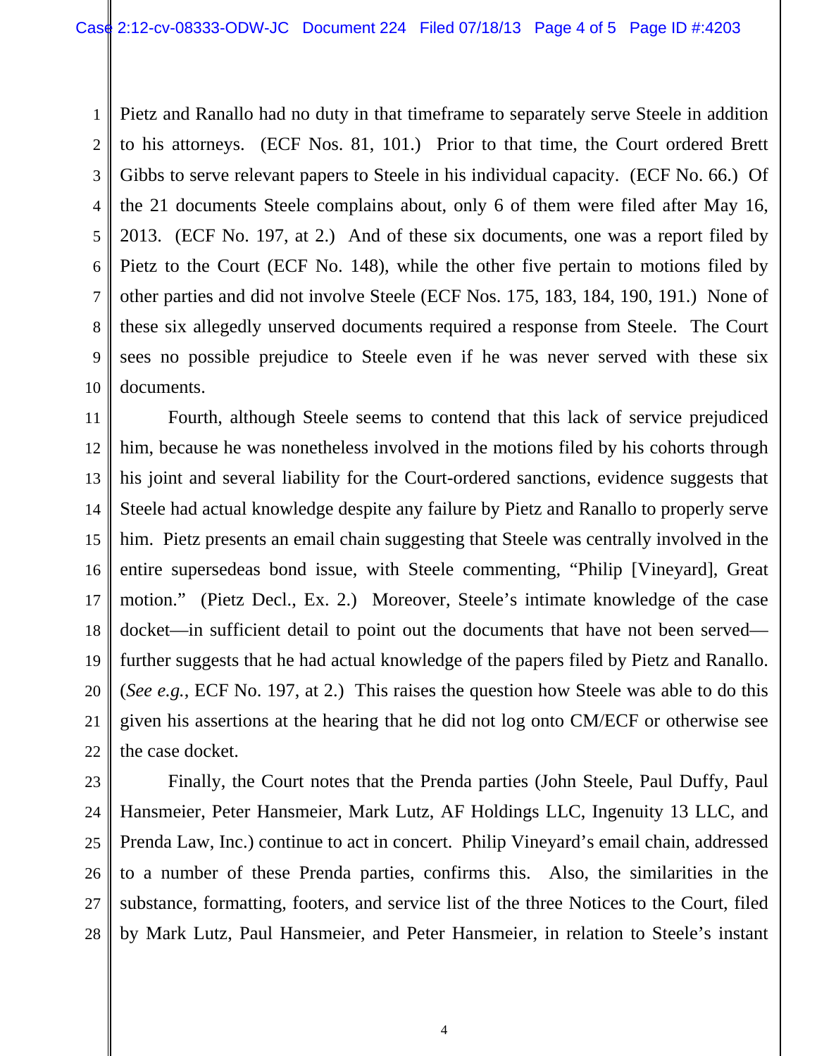Pietz and Ranallo had no duty in that timeframe to separately serve Steele in addition to his attorneys. (ECF Nos. 81, 101.) Prior to that time, the Court ordered Brett Gibbs to serve relevant papers to Steele in his individual capacity. (ECF No. 66.) Of the 21 documents Steele complains about, only 6 of them were filed after May 16, 2013. (ECF No. 197, at 2.) And of these six documents, one was a report filed by Pietz to the Court (ECF No. 148), while the other five pertain to motions filed by other parties and did not involve Steele (ECF Nos. 175, 183, 184, 190, 191.) None of these six allegedly unserved documents required a response from Steele. The Court sees no possible prejudice to Steele even if he was never served with these six documents.

Fourth, although Steele seems to contend that this lack of service prejudiced him, because he was nonetheless involved in the motions filed by his cohorts through his joint and several liability for the Court-ordered sanctions, evidence suggests that Steele had actual knowledge despite any failure by Pietz and Ranallo to properly serve him. Pietz presents an email chain suggesting that Steele was centrally involved in the entire supersedeas bond issue, with Steele commenting, "Philip [Vineyard], Great motion." (Pietz Decl., Ex. 2.) Moreover, Steele's intimate knowledge of the case docket—in sufficient detail to point out the documents that have not been served—further suggests that he had actual knowledge of the papers filed by Pietz and Ranallo. (*See e.g.*, ECF No. 197, at 2.) This raises the question how Steele was able to do this given his assertions at the hearing that he did not log onto CM/ECF or otherwise see the case docket.

Finally, the Court notes that the Prenda parties (John Steele, Paul Duffy, Paul Hansmeier, Peter Hansmeier, Mark Lutz, AF Holdings LLC, Ingenuity 13 LLC, and Prenda Law, Inc.) continue to act in concert. Philip Vineyard's email chain, addressed to a number of these Prenda parties, confirms this. Also, the similarities in the substance, formatting, footers, and service list of the three Notices to the Court, filed by Mark Lutz, Paul Hansmeier, and Peter Hansmeier, in relation to Steele's instant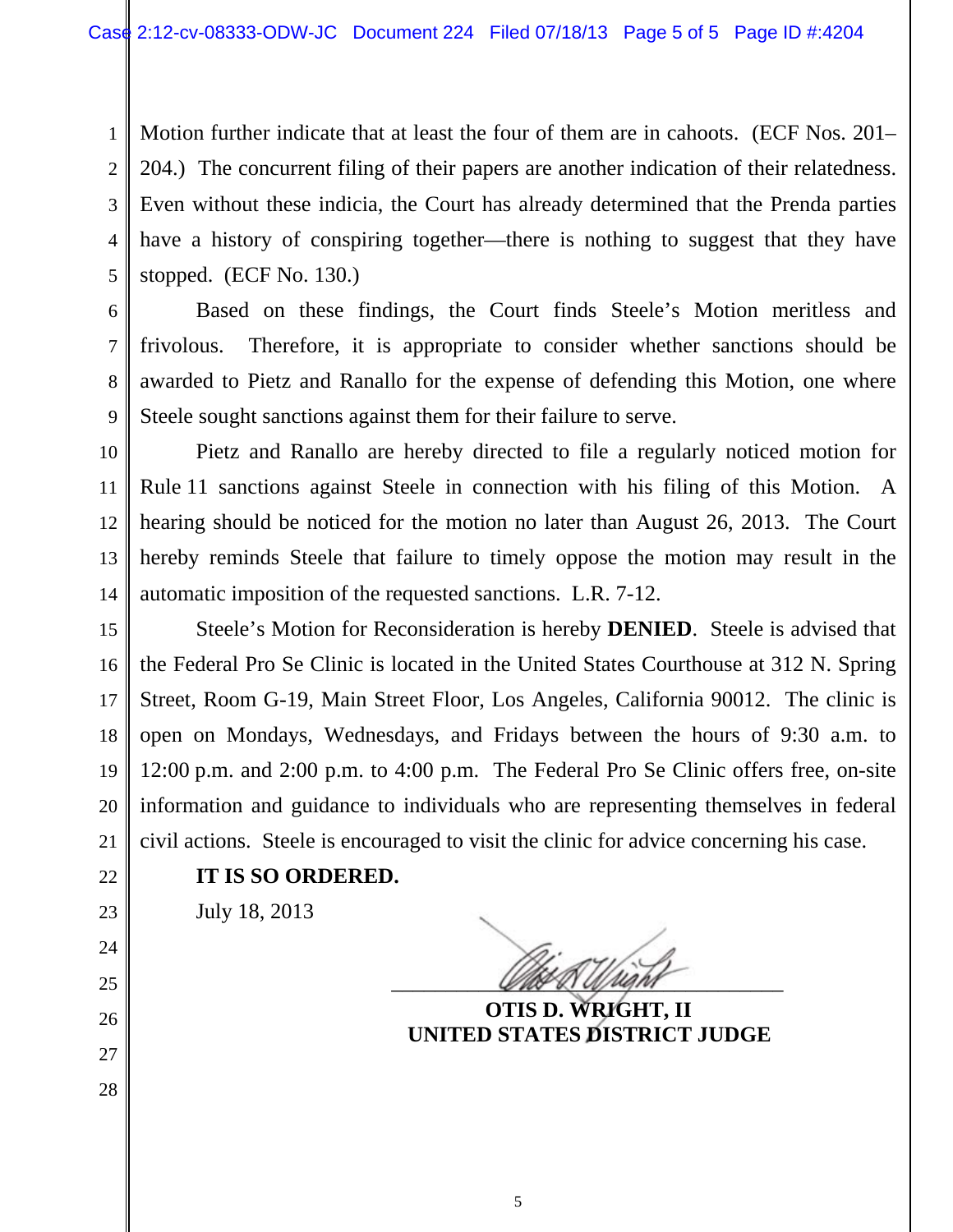Motion further indicate that at least the four of them are in cahoots. (ECF Nos. 201–204.) The concurrent filing of their papers are another indication of their relatedness. Even without these indicia, the Court has already determined that the Prenda parties have a history of conspiring together—there is nothing to suggest that they have stopped. (ECF No. 130.)

Based on these findings, the Court finds Steele's Motion meritless and frivolous. Therefore, it is appropriate to consider whether sanctions should be awarded to Pietz and Ranallo for the expense of defending this Motion, one where Steele sought sanctions against them for their failure to serve.

Pietz and Ranallo are hereby directed to file a regularly noticed motion for Rule 11 sanctions against Steele in connection with his filing of this Motion. A hearing should be noticed for the motion no later than August 26, 2013. The Court hereby reminds Steele that failure to timely oppose the motion may result in the automatic imposition of the requested sanctions. L.R. 7-12.

Steele's Motion for Reconsideration is hereby **DENIED**. Steele is advised that the Federal Pro Se Clinic is located in the United States Courthouse at 312 N. Spring Street, Room G-19, Main Street Floor, Los Angeles, California 90012. The clinic is open on Mondays, Wednesdays, and Fridays between the hours of 9:30 a.m. to 12:00 p.m. and 2:00 p.m. to 4:00 p.m. The Federal Pro Se Clinic offers free, on-site information and guidance to individuals who are representing themselves in federal civil actions. Steele is encouraged to visit the clinic for advice concerning his case.

**IT IS SO ORDERED.**

July 18, 2013

**OTIS D. WRIGHT, II**
**UNITED STATES DISTRICT JUDGE**